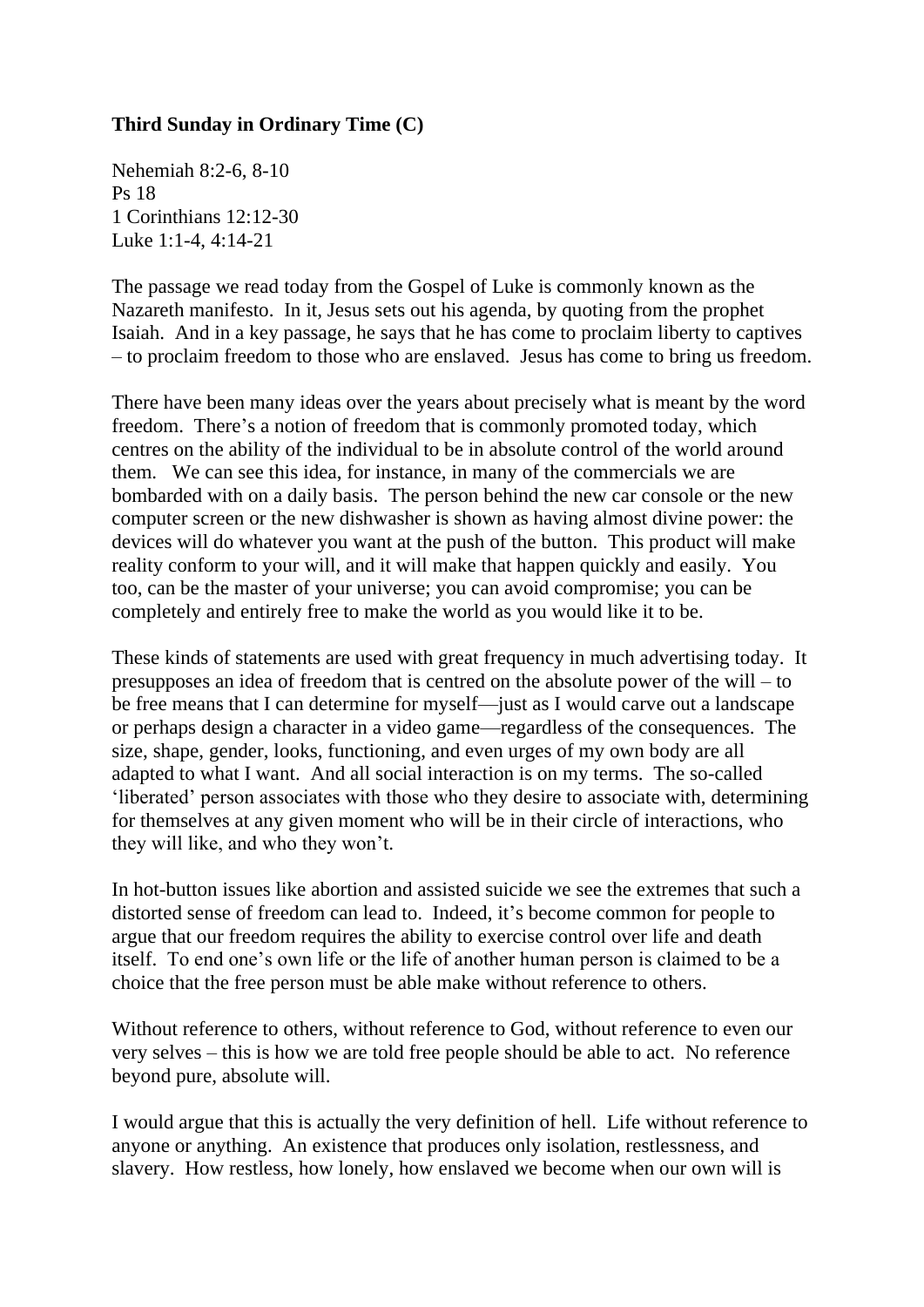**Third Sunday in Ordinary Time (C)**

Nehemiah 8:2-6, 8-10
Ps 18
1 Corinthians 12:12-30
Luke 1:1-4, 4:14-21

The passage we read today from the Gospel of Luke is commonly known as the Nazareth manifesto. In it, Jesus sets out his agenda, by quoting from the prophet Isaiah. And in a key passage, he says that he has come to proclaim liberty to captives – to proclaim freedom to those who are enslaved. Jesus has come to bring us freedom.

There have been many ideas over the years about precisely what is meant by the word freedom. There's a notion of freedom that is commonly promoted today, which centres on the ability of the individual to be in absolute control of the world around them. We can see this idea, for instance, in many of the commercials we are bombarded with on a daily basis. The person behind the new car console or the new computer screen or the new dishwasher is shown as having almost divine power: the devices will do whatever you want at the push of the button. This product will make reality conform to your will, and it will make that happen quickly and easily. You too, can be the master of your universe; you can avoid compromise; you can be completely and entirely free to make the world as you would like it to be.

These kinds of statements are used with great frequency in much advertising today. It presupposes an idea of freedom that is centred on the absolute power of the will – to be free means that I can determine for myself—just as I would carve out a landscape or perhaps design a character in a video game—regardless of the consequences. The size, shape, gender, looks, functioning, and even urges of my own body are all adapted to what I want. And all social interaction is on my terms. The so-called 'liberated' person associates with those who they desire to associate with, determining for themselves at any given moment who will be in their circle of interactions, who they will like, and who they won't.

In hot-button issues like abortion and assisted suicide we see the extremes that such a distorted sense of freedom can lead to. Indeed, it's become common for people to argue that our freedom requires the ability to exercise control over life and death itself. To end one's own life or the life of another human person is claimed to be a choice that the free person must be able make without reference to others.

Without reference to others, without reference to God, without reference to even our very selves – this is how we are told free people should be able to act. No reference beyond pure, absolute will.

I would argue that this is actually the very definition of hell. Life without reference to anyone or anything. An existence that produces only isolation, restlessness, and slavery. How restless, how lonely, how enslaved we become when our own will is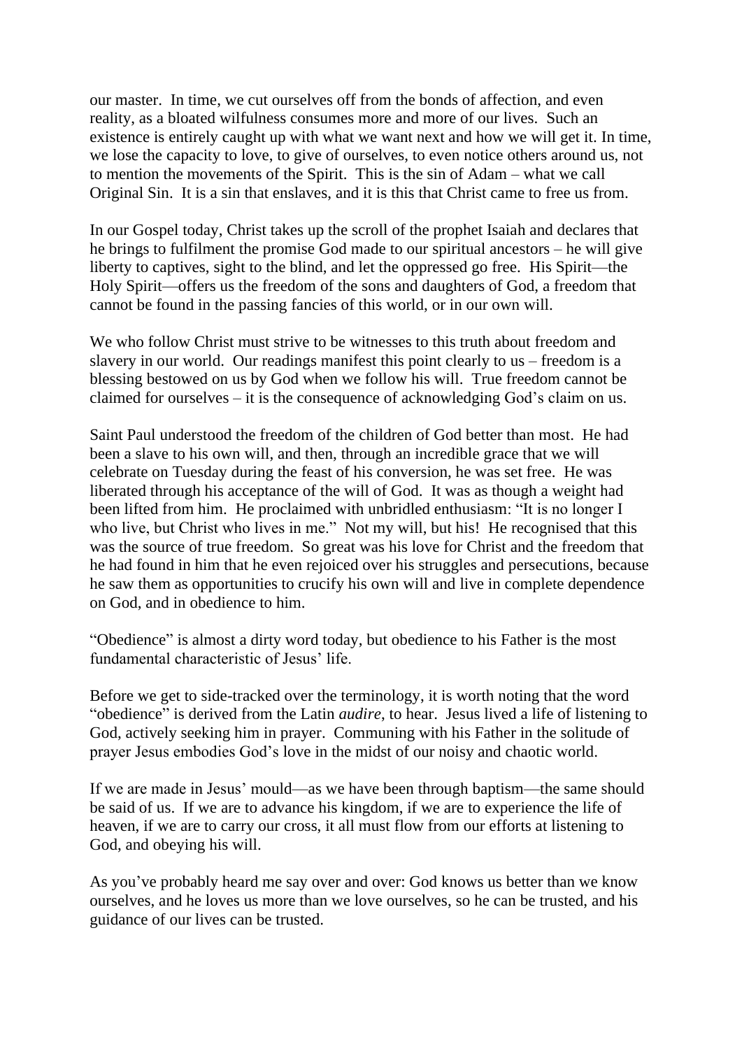our master. In time, we cut ourselves off from the bonds of affection, and even reality, as a bloated wilfulness consumes more and more of our lives. Such an existence is entirely caught up with what we want next and how we will get it. In time, we lose the capacity to love, to give of ourselves, to even notice others around us, not to mention the movements of the Spirit. This is the sin of Adam – what we call Original Sin. It is a sin that enslaves, and it is this that Christ came to free us from.

In our Gospel today, Christ takes up the scroll of the prophet Isaiah and declares that he brings to fulfilment the promise God made to our spiritual ancestors – he will give liberty to captives, sight to the blind, and let the oppressed go free. His Spirit—the Holy Spirit—offers us the freedom of the sons and daughters of God, a freedom that cannot be found in the passing fancies of this world, or in our own will.

We who follow Christ must strive to be witnesses to this truth about freedom and slavery in our world. Our readings manifest this point clearly to us – freedom is a blessing bestowed on us by God when we follow his will. True freedom cannot be claimed for ourselves – it is the consequence of acknowledging God's claim on us.

Saint Paul understood the freedom of the children of God better than most. He had been a slave to his own will, and then, through an incredible grace that we will celebrate on Tuesday during the feast of his conversion, he was set free. He was liberated through his acceptance of the will of God. It was as though a weight had been lifted from him. He proclaimed with unbridled enthusiasm: "It is no longer I who live, but Christ who lives in me." Not my will, but his! He recognised that this was the source of true freedom. So great was his love for Christ and the freedom that he had found in him that he even rejoiced over his struggles and persecutions, because he saw them as opportunities to crucify his own will and live in complete dependence on God, and in obedience to him.

"Obedience" is almost a dirty word today, but obedience to his Father is the most fundamental characteristic of Jesus' life.

Before we get to side-tracked over the terminology, it is worth noting that the word "obedience" is derived from the Latin *audire*, to hear. Jesus lived a life of listening to God, actively seeking him in prayer. Communing with his Father in the solitude of prayer Jesus embodies God's love in the midst of our noisy and chaotic world.

If we are made in Jesus' mould—as we have been through baptism—the same should be said of us. If we are to advance his kingdom, if we are to experience the life of heaven, if we are to carry our cross, it all must flow from our efforts at listening to God, and obeying his will.

As you've probably heard me say over and over: God knows us better than we know ourselves, and he loves us more than we love ourselves, so he can be trusted, and his guidance of our lives can be trusted.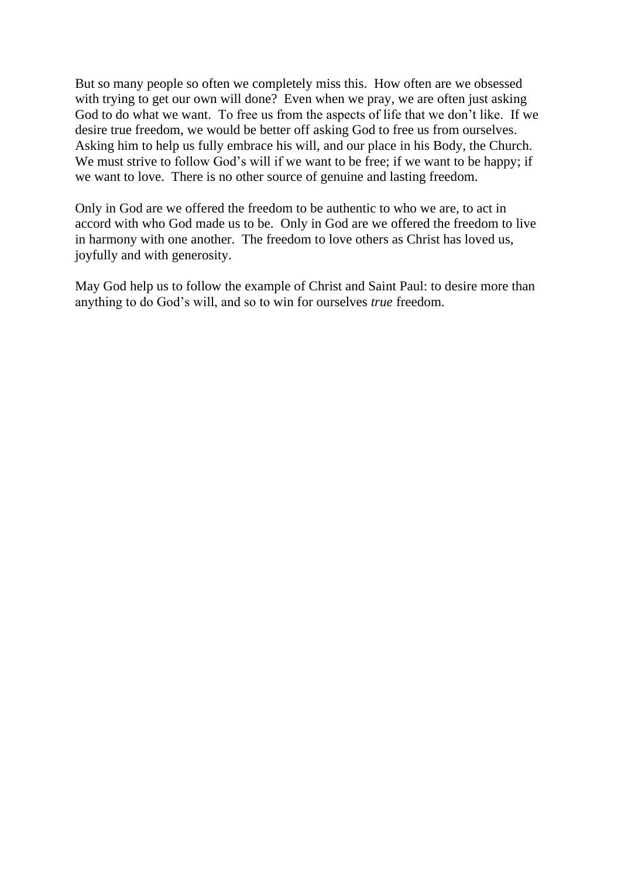But so many people so often we completely miss this. How often are we obsessed with trying to get our own will done? Even when we pray, we are often just asking God to do what we want. To free us from the aspects of life that we don't like. If we desire true freedom, we would be better off asking God to free us from ourselves. Asking him to help us fully embrace his will, and our place in his Body, the Church. We must strive to follow God's will if we want to be free; if we want to be happy; if we want to love. There is no other source of genuine and lasting freedom.

Only in God are we offered the freedom to be authentic to who we are, to act in accord with who God made us to be. Only in God are we offered the freedom to live in harmony with one another. The freedom to love others as Christ has loved us, joyfully and with generosity.

May God help us to follow the example of Christ and Saint Paul: to desire more than anything to do God's will, and so to win for ourselves *true* freedom.